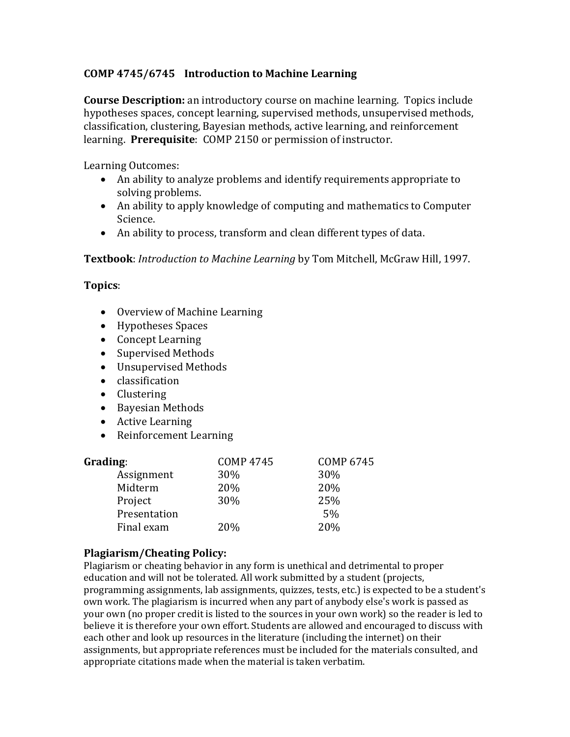## COMP 4745/6745 Introduction to Machine Learning

**Course Description:** an introductory course on machine learning. Topics include hypotheses spaces, concept learning, supervised methods, unsupervised methods, classification, clustering, Bayesian methods, active learning, and reinforcement learning. **Prerequisite**: COMP 2150 or permission of instructor.

Learning Outcomes:

- An ability to analyze problems and identify requirements appropriate to solving problems.
- An ability to apply knowledge of computing and mathematics to Computer Science.
- An ability to process, transform and clean different types of data.

**Textbook**: *Introduction to Machine Learning* by Tom Mitchell, McGraw Hill, 1997.

**Topics**:

- Overview of Machine Learning
- Hypotheses Spaces
- Concept Learning
- Supervised Methods
- Unsupervised Methods
- classification
- Clustering
- Bayesian Methods
- Active Learning
- Reinforcement Learning

| **Grading**: | COMP 4745 | COMP 6745 |
| --- | --- | --- |
| Assignment | 30% | 30% |
| Midterm | 20% | 20% |
| Project | 30% | 25% |
| Presentation | | 5% |
| Final exam | 20% | 20% |

### Plagiarism/Cheating Policy:

Plagiarism or cheating behavior in any form is unethical and detrimental to proper education and will not be tolerated. All work submitted by a student (projects, programming assignments, lab assignments, quizzes, tests, etc.) is expected to be a student's own work. The plagiarism is incurred when any part of anybody else's work is passed as your own (no proper credit is listed to the sources in your own work) so the reader is led to believe it is therefore your own effort. Students are allowed and encouraged to discuss with each other and look up resources in the literature (including the internet) on their assignments, but appropriate references must be included for the materials consulted, and appropriate citations made when the material is taken verbatim.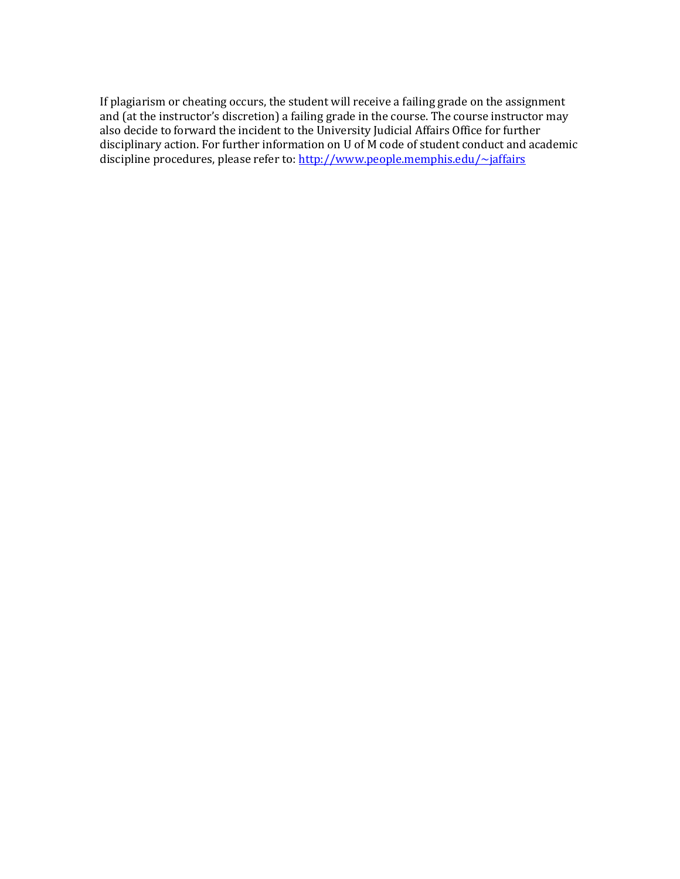If plagiarism or cheating occurs, the student will receive a failing grade on the assignment and (at the instructor's discretion) a failing grade in the course. The course instructor may also decide to forward the incident to the University Judicial Affairs Office for further disciplinary action. For further information on U of M code of student conduct and academic discipline procedures, please refer to: [http://www.people.memphis.edu/~jaffairs](http://www.people.memphis.edu/~jaffairs)